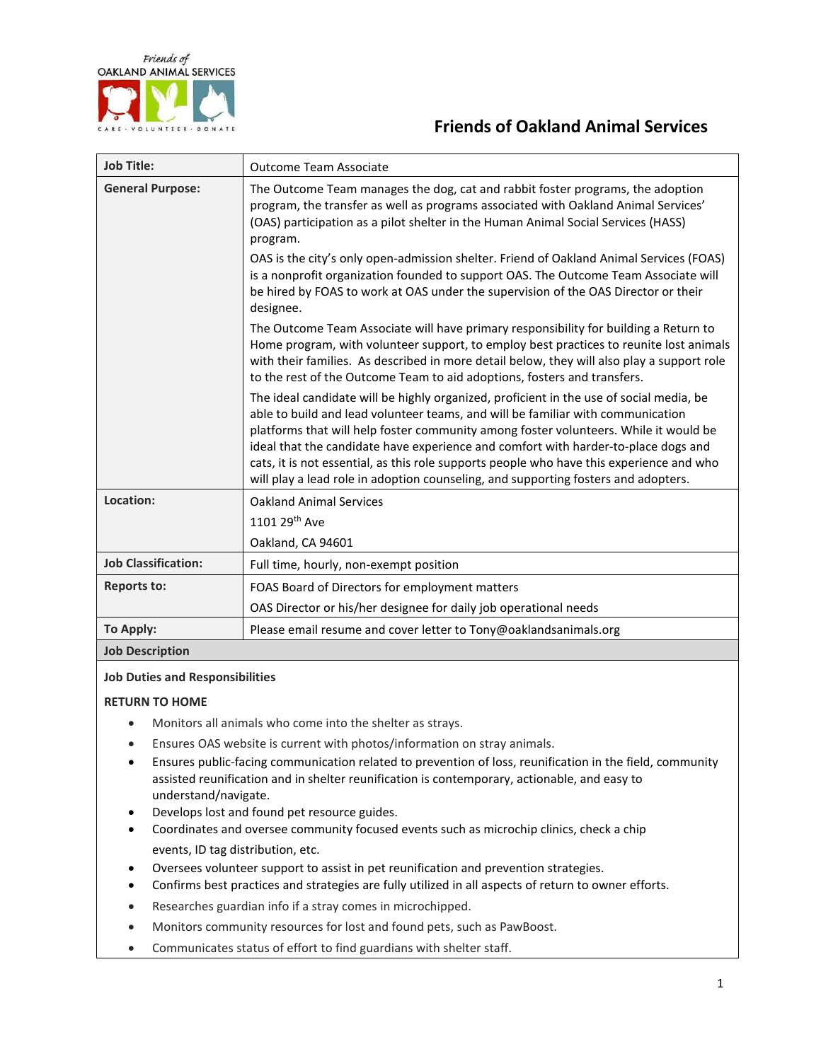Friends of
OAKLAND ANIMAL SERVICES
CARE · VOLUNTEER · DONATE

# Friends of Oakland Animal Services

| | |
|---|---|
| **Job Title:** | Outcome Team Associate |
| **General Purpose:** | The Outcome Team manages the dog, cat and rabbit foster programs, the adoption program, the transfer as well as programs associated with Oakland Animal Services' (OAS) participation as a pilot shelter in the Human Animal Social Services (HASS) program.<br>OAS is the city's only open-admission shelter. Friend of Oakland Animal Services (FOAS) is a nonprofit organization founded to support OAS. The Outcome Team Associate will be hired by FOAS to work at OAS under the supervision of the OAS Director or their designee.<br>The Outcome Team Associate will have primary responsibility for building a Return to Home program, with volunteer support, to employ best practices to reunite lost animals with their families. As described in more detail below, they will also play a support role to the rest of the Outcome Team to aid adoptions, fosters and transfers.<br>The ideal candidate will be highly organized, proficient in the use of social media, be able to build and lead volunteer teams, and will be familiar with communication platforms that will help foster community among foster volunteers. While it would be ideal that the candidate have experience and comfort with harder-to-place dogs and cats, it is not essential, as this role supports people who have this experience and who will play a lead role in adoption counseling, and supporting fosters and adopters. |
| **Location:** | Oakland Animal Services<br>1101 29th Ave<br>Oakland, CA 94601 |
| **Job Classification:** | Full time, hourly, non-exempt position |
| **Reports to:** | FOAS Board of Directors for employment matters<br>OAS Director or his/her designee for daily job operational needs |
| **To Apply:** | Please email resume and cover letter to Tony@oaklandsanimals.org |

## Job Description

### Job Duties and Responsibilities

**RETURN TO HOME**

- Monitors all animals who come into the shelter as strays.
- Ensures OAS website is current with photos/information on stray animals.
- Ensures public-facing communication related to prevention of loss, reunification in the field, community assisted reunification and in shelter reunification is contemporary, actionable, and easy to understand/navigate.
- Develops lost and found pet resource guides.
- Coordinates and oversee community focused events such as microchip clinics, check a chip events, ID tag distribution, etc.
- Oversees volunteer support to assist in pet reunification and prevention strategies.
- Confirms best practices and strategies are fully utilized in all aspects of return to owner efforts.
- Researches guardian info if a stray comes in microchipped.
- Monitors community resources for lost and found pets, such as PawBoost.
- Communicates status of effort to find guardians with shelter staff.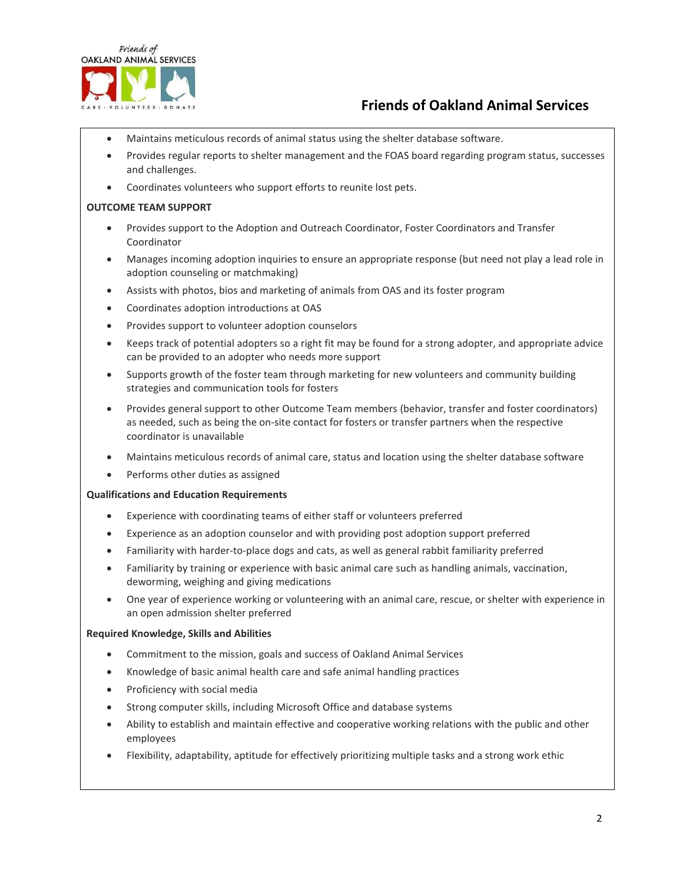- Maintains meticulous records of animal status using the shelter database software.
- Provides regular reports to shelter management and the FOAS board regarding program status, successes and challenges.
- Coordinates volunteers who support efforts to reunite lost pets.

**OUTCOME TEAM SUPPORT**

- Provides support to the Adoption and Outreach Coordinator, Foster Coordinators and Transfer Coordinator
- Manages incoming adoption inquiries to ensure an appropriate response (but need not play a lead role in adoption counseling or matchmaking)
- Assists with photos, bios and marketing of animals from OAS and its foster program
- Coordinates adoption introductions at OAS
- Provides support to volunteer adoption counselors
- Keeps track of potential adopters so a right fit may be found for a strong adopter, and appropriate advice can be provided to an adopter who needs more support
- Supports growth of the foster team through marketing for new volunteers and community building strategies and communication tools for fosters
- Provides general support to other Outcome Team members (behavior, transfer and foster coordinators) as needed, such as being the on-site contact for fosters or transfer partners when the respective coordinator is unavailable
- Maintains meticulous records of animal care, status and location using the shelter database software
- Performs other duties as assigned

**Qualifications and Education Requirements**

- Experience with coordinating teams of either staff or volunteers preferred
- Experience as an adoption counselor and with providing post adoption support preferred
- Familiarity with harder-to-place dogs and cats, as well as general rabbit familiarity preferred
- Familiarity by training or experience with basic animal care such as handling animals, vaccination, deworming, weighing and giving medications
- One year of experience working or volunteering with an animal care, rescue, or shelter with experience in an open admission shelter preferred

**Required Knowledge, Skills and Abilities**

- Commitment to the mission, goals and success of Oakland Animal Services
- Knowledge of basic animal health care and safe animal handling practices
- Proficiency with social media
- Strong computer skills, including Microsoft Office and database systems
- Ability to establish and maintain effective and cooperative working relations with the public and other employees
- Flexibility, adaptability, aptitude for effectively prioritizing multiple tasks and a strong work ethic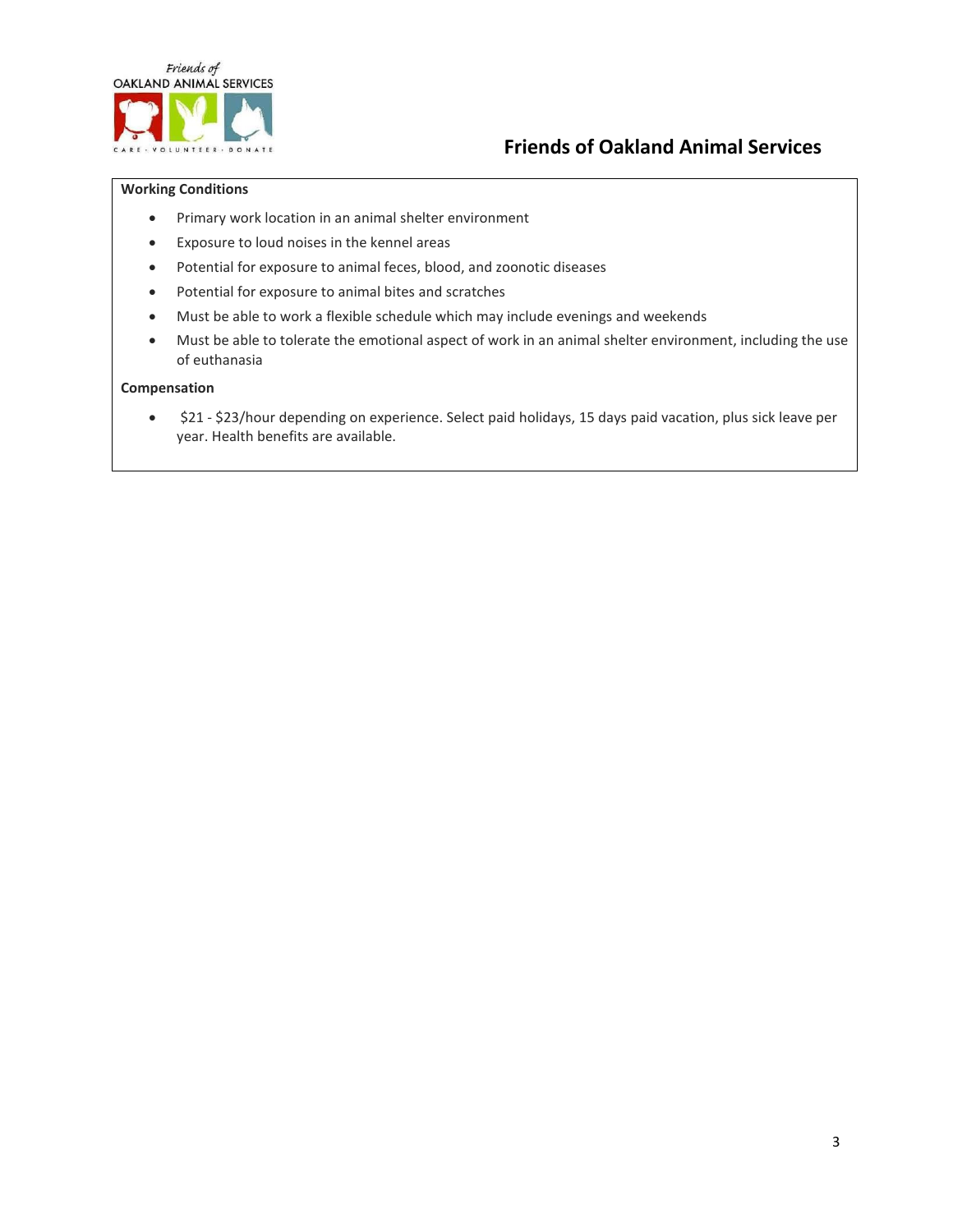**Working Conditions**

- Primary work location in an animal shelter environment
- Exposure to loud noises in the kennel areas
- Potential for exposure to animal feces, blood, and zoonotic diseases
- Potential for exposure to animal bites and scratches
- Must be able to work a flexible schedule which may include evenings and weekends
- Must be able to tolerate the emotional aspect of work in an animal shelter environment, including the use of euthanasia

**Compensation**

- $21 - $23/hour depending on experience. Select paid holidays, 15 days paid vacation, plus sick leave per year. Health benefits are available.